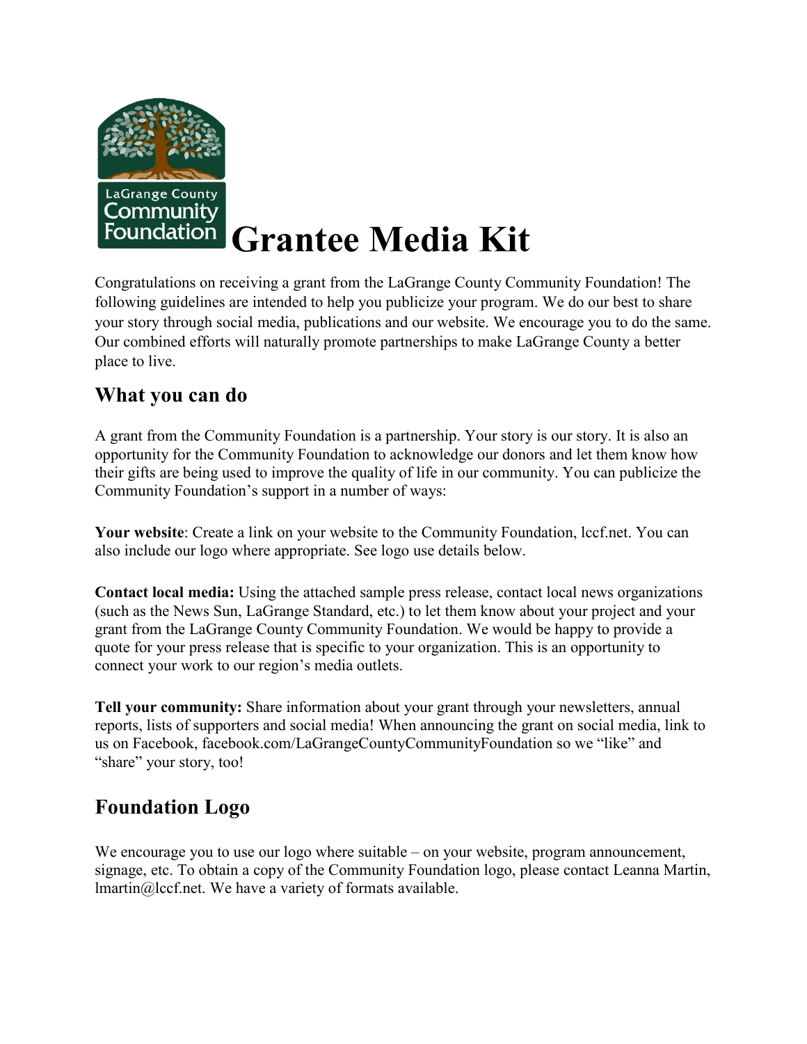# Grantee Media Kit

Congratulations on receiving a grant from the LaGrange County Community Foundation! The following guidelines are intended to help you publicize your program. We do our best to share your story through social media, publications and our website. We encourage you to do the same. Our combined efforts will naturally promote partnerships to make LaGrange County a better place to live.

## What you can do

A grant from the Community Foundation is a partnership. Your story is our story. It is also an opportunity for the Community Foundation to acknowledge our donors and let them know how their gifts are being used to improve the quality of life in our community. You can publicize the Community Foundation's support in a number of ways:

**Your website**: Create a link on your website to the Community Foundation, lccf.net. You can also include our logo where appropriate. See logo use details below.

**Contact local media:** Using the attached sample press release, contact local news organizations (such as the News Sun, LaGrange Standard, etc.) to let them know about your project and your grant from the LaGrange County Community Foundation. We would be happy to provide a quote for your press release that is specific to your organization. This is an opportunity to connect your work to our region's media outlets.

**Tell your community:** Share information about your grant through your newsletters, annual reports, lists of supporters and social media! When announcing the grant on social media, link to us on Facebook, facebook.com/LaGrangeCountyCommunityFoundation so we "like" and "share" your story, too!

## Foundation Logo

We encourage you to use our logo where suitable – on your website, program announcement, signage, etc. To obtain a copy of the Community Foundation logo, please contact Leanna Martin, lmartin@lccf.net. We have a variety of formats available.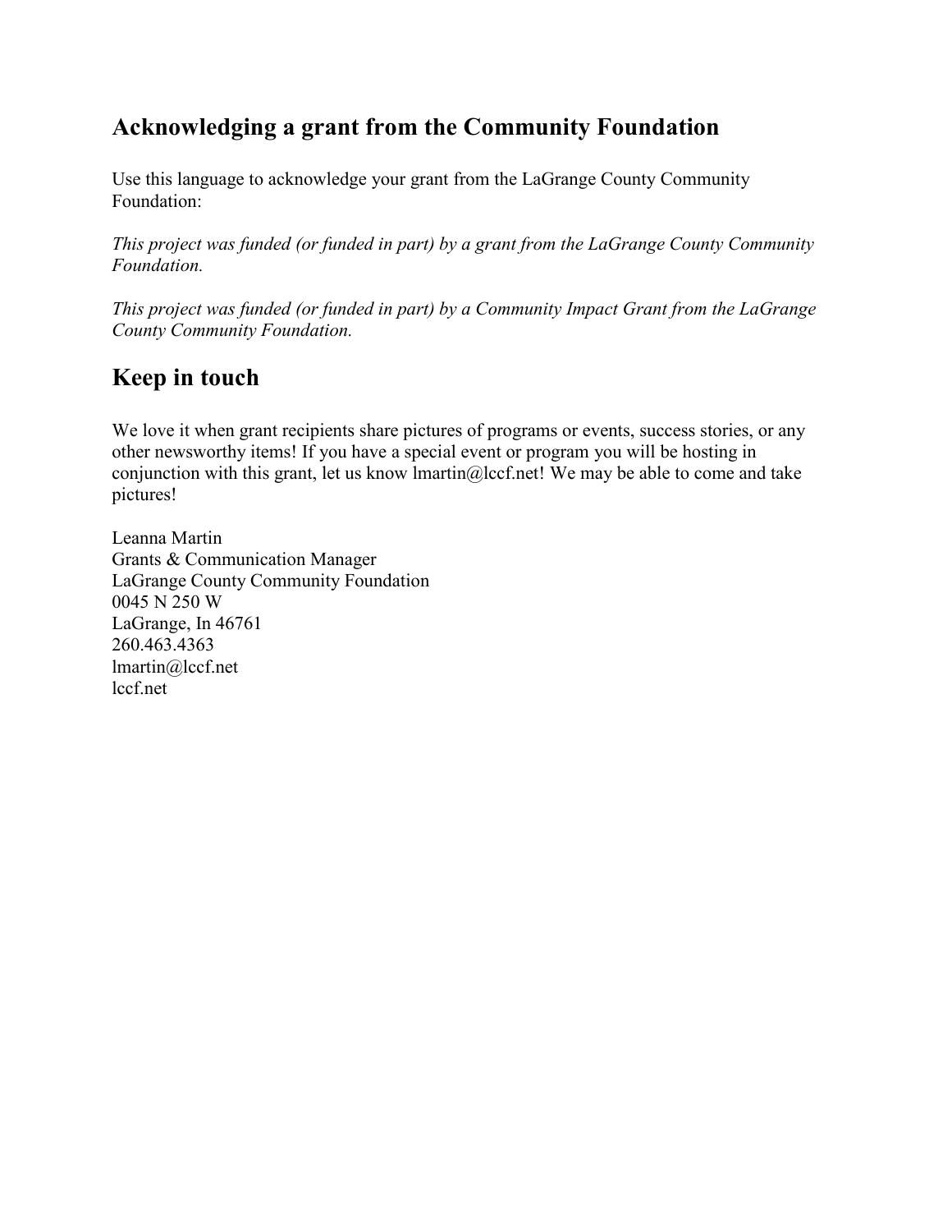## Acknowledging a grant from the Community Foundation

Use this language to acknowledge your grant from the LaGrange County Community Foundation:

*This project was funded (or funded in part) by a grant from the LaGrange County Community Foundation.*

*This project was funded (or funded in part) by a Community Impact Grant from the LaGrange County Community Foundation.*

## Keep in touch

We love it when grant recipients share pictures of programs or events, success stories, or any other newsworthy items! If you have a special event or program you will be hosting in conjunction with this grant, let us know lmartin@lccf.net! We may be able to come and take pictures!

Leanna Martin
Grants & Communication Manager
LaGrange County Community Foundation
0045 N 250 W
LaGrange, In 46761
260.463.4363
lmartin@lccf.net
lccf.net